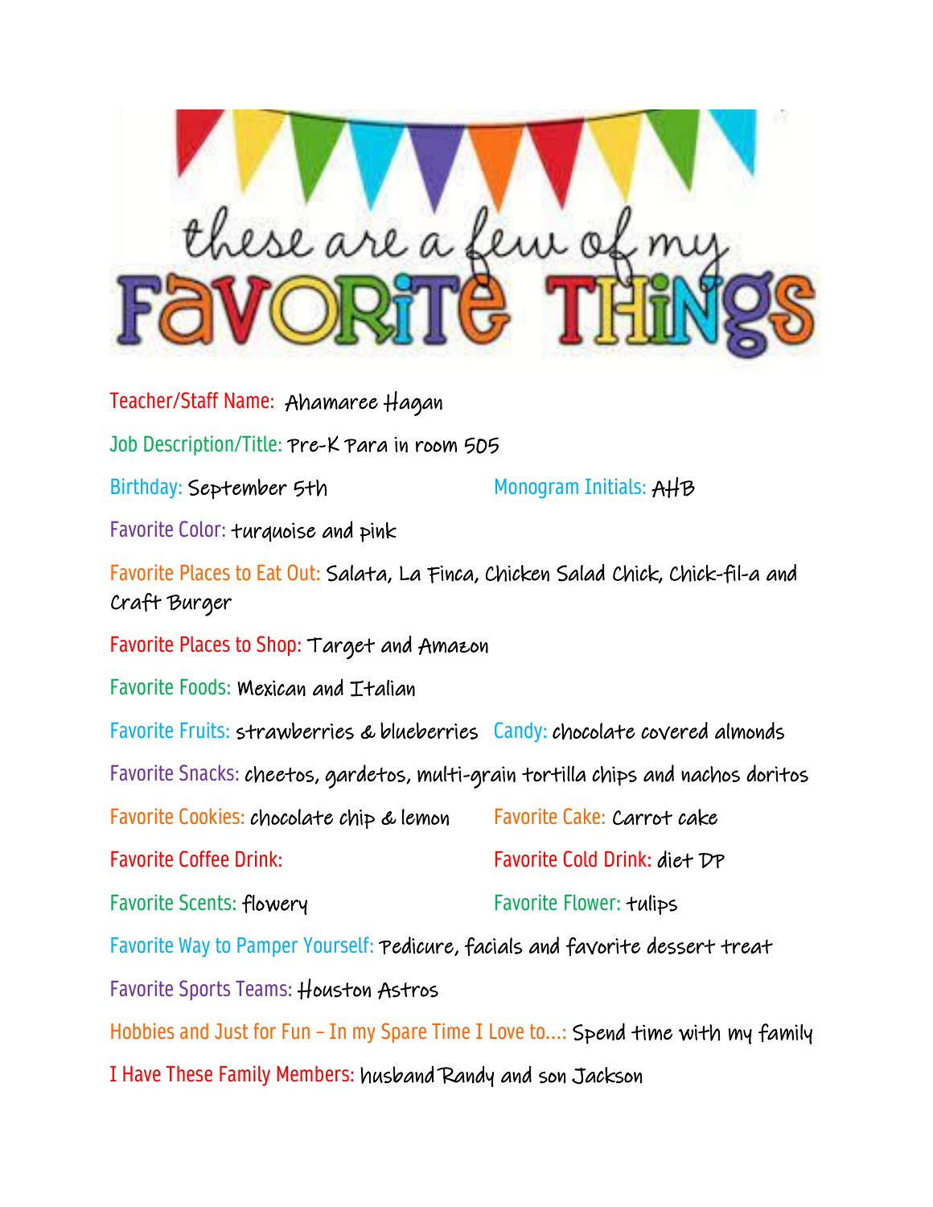# these are a few of my FAVORITE THINGS

Teacher/Staff Name: Ahamaree Hagan

Job Description/Title: Pre-K Para in room 505

Birthday: September 5th

Monogram Initials: AHB

Favorite Color: turquoise and pink

Favorite Places to Eat Out: Salata, La Finca, Chicken Salad Chick, Chick-fil-a and Craft Burger

Favorite Places to Shop: Target and Amazon

Favorite Foods: Mexican and Italian

Favorite Fruits: strawberries & blueberries

Candy: chocolate covered almonds

Favorite Snacks: cheetos, gardetos, multi-grain tortilla chips and nachos doritos

Favorite Cookies: chocolate chip & lemon

Favorite Cake: Carrot cake

Favorite Coffee Drink:

Favorite Cold Drink: diet DP

Favorite Scents: flowery

Favorite Flower: tulips

Favorite Way to Pamper Yourself: Pedicure, facials and favorite dessert treat

Favorite Sports Teams: Houston Astros

Hobbies and Just for Fun – In my Spare Time I Love to...: Spend time with my family

I Have These Family Members: husband Randy and son Jackson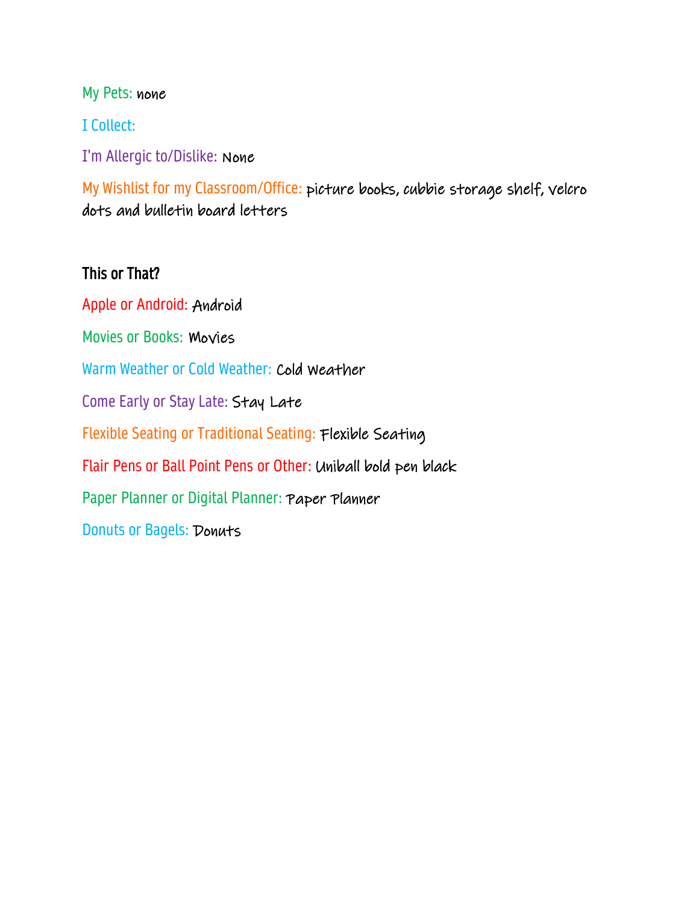My Pets: none

I Collect:

I'm Allergic to/Dislike: None

My Wishlist for my Classroom/Office: picture books, cubbie storage shelf, velcro dots and bulletin board letters

**This or That?**

Apple or Android: Android

Movies or Books: Movies

Warm Weather or Cold Weather: Cold Weather

Come Early or Stay Late: Stay Late

Flexible Seating or Traditional Seating: Flexible Seating

Flair Pens or Ball Point Pens or Other: Uniball bold pen black

Paper Planner or Digital Planner: Paper Planner

Donuts or Bagels: Donuts